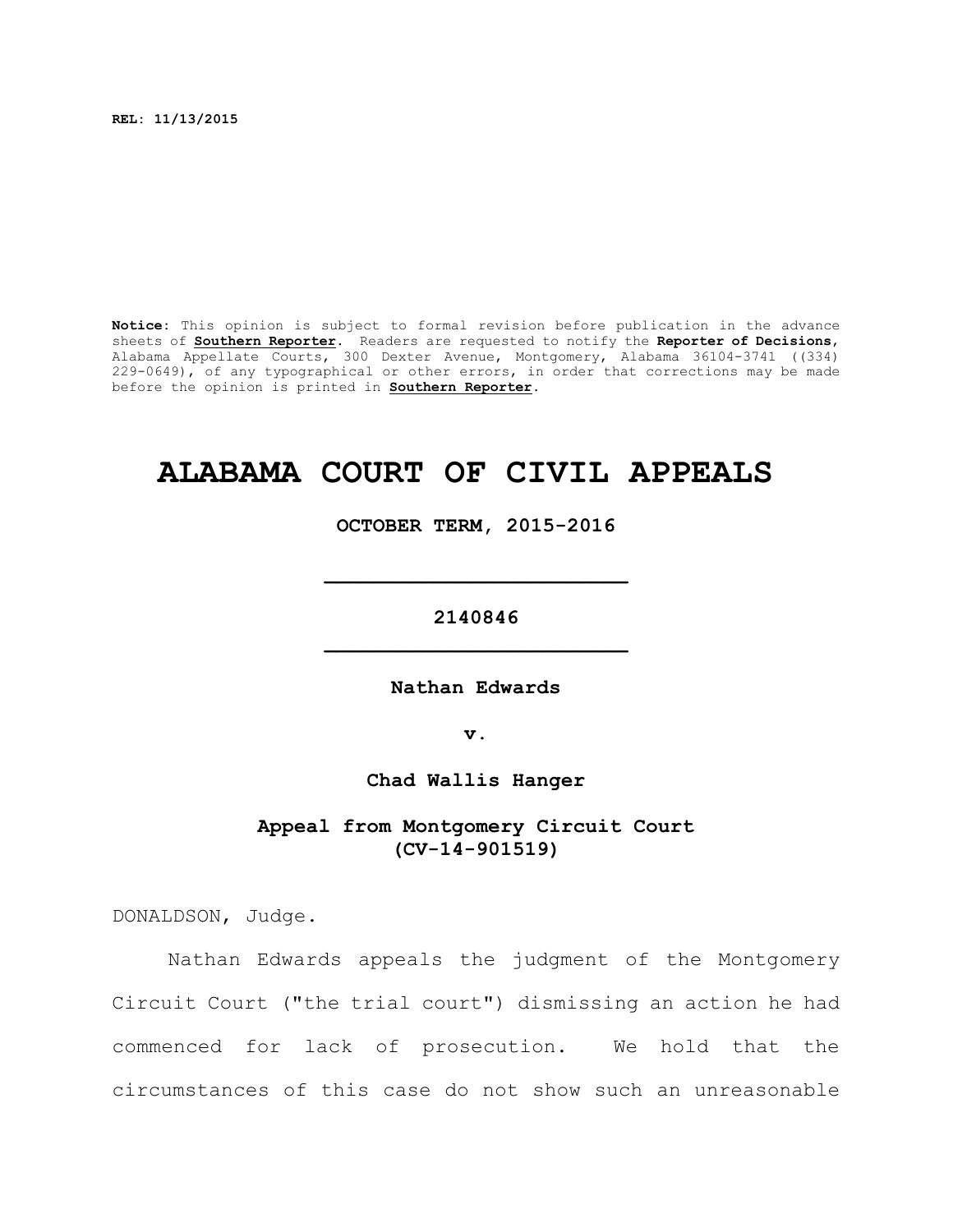**REL: 11/13/2015**

**Notice:** This opinion is subject to formal revision before publication in the advance sheets of **Southern Reporter**. Readers are requested to notify the **Reporter of Decisions**, Alabama Appellate Courts, 300 Dexter Avenue, Montgomery, Alabama 36104-3741 ((334) 229-0649), of any typographical or other errors, in order that corrections may be made before the opinion is printed in **Southern Reporter**.

# ALABAMA COURT OF CIVIL APPEALS

**OCTOBER TERM, 2015-2016**

---

**2140846**

---

**Nathan Edwards**

**v.**

**Chad Wallis Hanger**

**Appeal from Montgomery Circuit Court**
**(CV-14-901519)**

DONALDSON, Judge.

Nathan Edwards appeals the judgment of the Montgomery Circuit Court ("the trial court") dismissing an action he had commenced for lack of prosecution. We hold that the circumstances of this case do not show such an unreasonable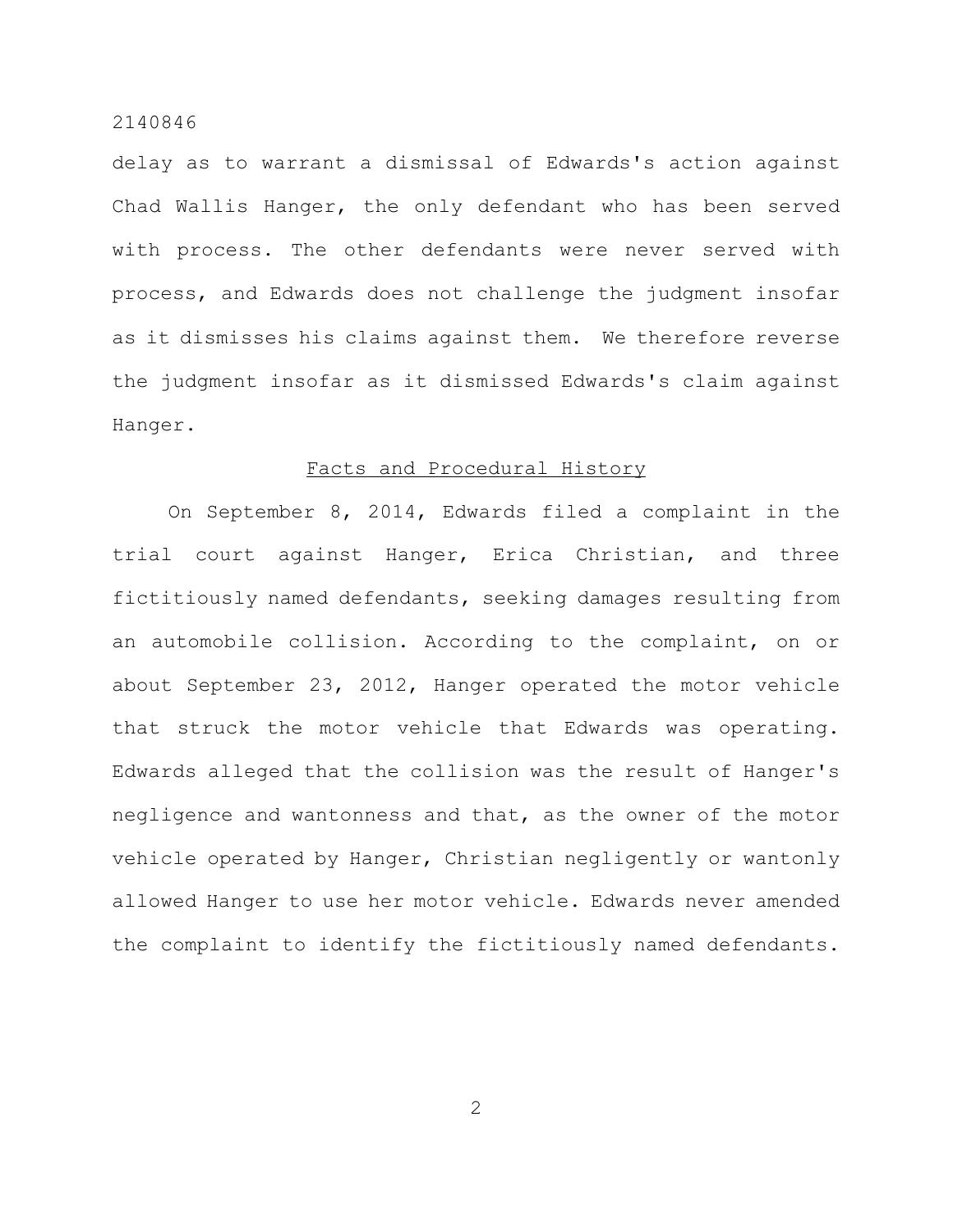delay as to warrant a dismissal of Edwards's action against Chad Wallis Hanger, the only defendant who has been served with process. The other defendants were never served with process, and Edwards does not challenge the judgment insofar as it dismisses his claims against them. We therefore reverse the judgment insofar as it dismissed Edwards's claim against Hanger.

## Facts and Procedural History

On September 8, 2014, Edwards filed a complaint in the trial court against Hanger, Erica Christian, and three fictitiously named defendants, seeking damages resulting from an automobile collision. According to the complaint, on or about September 23, 2012, Hanger operated the motor vehicle that struck the motor vehicle that Edwards was operating. Edwards alleged that the collision was the result of Hanger's negligence and wantonness and that, as the owner of the motor vehicle operated by Hanger, Christian negligently or wantonly allowed Hanger to use her motor vehicle. Edwards never amended the complaint to identify the fictitiously named defendants.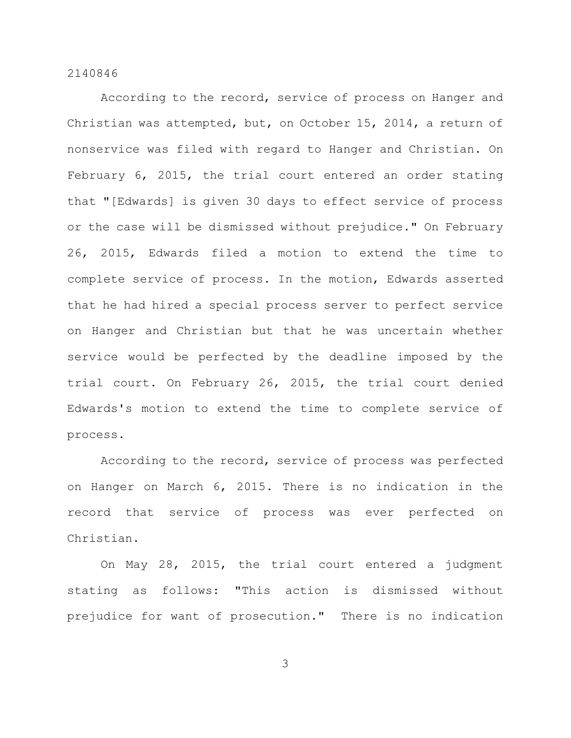According to the record, service of process on Hanger and Christian was attempted, but, on October 15, 2014, a return of nonservice was filed with regard to Hanger and Christian. On February 6, 2015, the trial court entered an order stating that "[Edwards] is given 30 days to effect service of process or the case will be dismissed without prejudice." On February 26, 2015, Edwards filed a motion to extend the time to complete service of process. In the motion, Edwards asserted that he had hired a special process server to perfect service on Hanger and Christian but that he was uncertain whether service would be perfected by the deadline imposed by the trial court. On February 26, 2015, the trial court denied Edwards's motion to extend the time to complete service of process.

According to the record, service of process was perfected on Hanger on March 6, 2015. There is no indication in the record that service of process was ever perfected on Christian.

On May 28, 2015, the trial court entered a judgment stating as follows: "This action is dismissed without prejudice for want of prosecution." There is no indication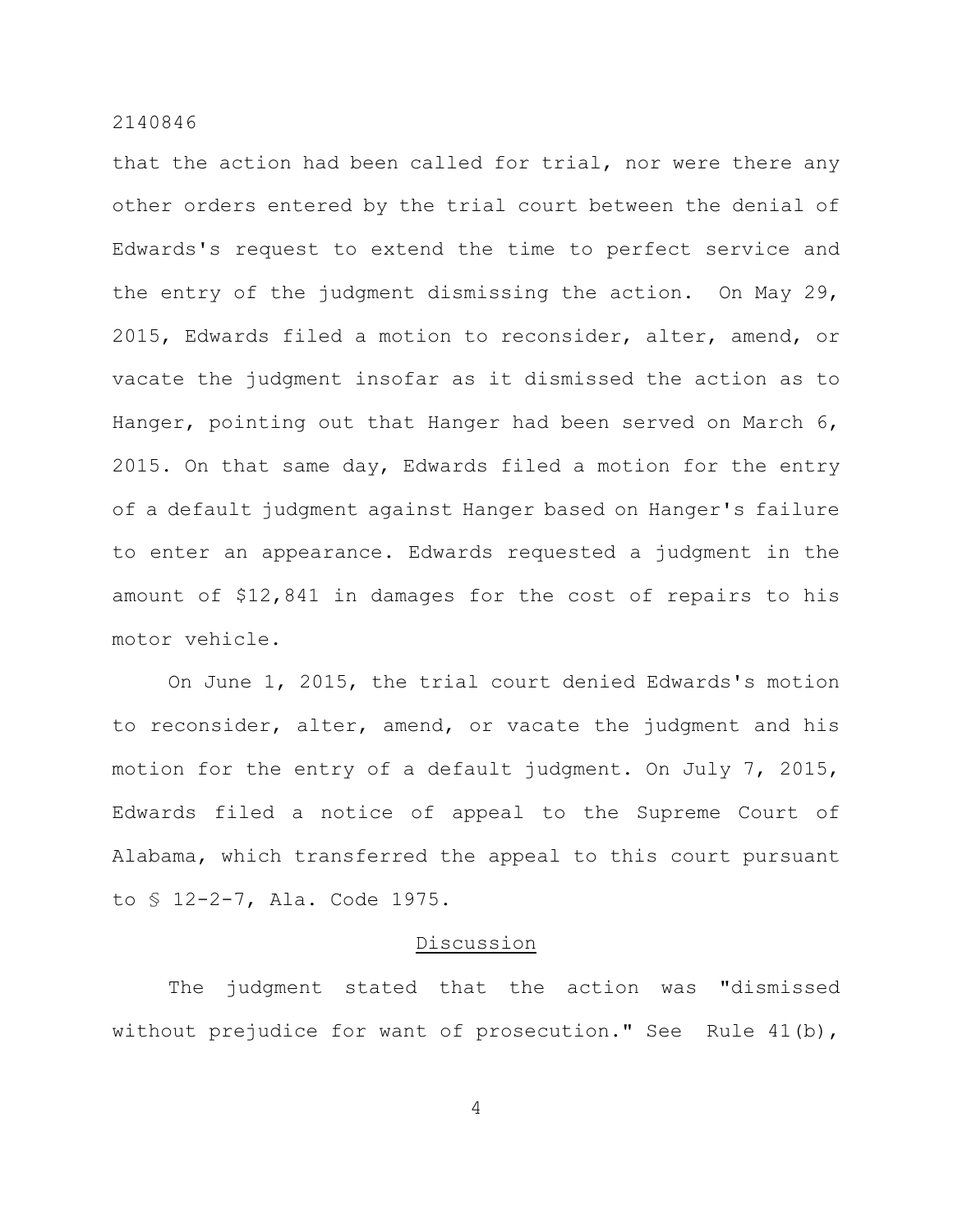that the action had been called for trial, nor were there any other orders entered by the trial court between the denial of Edwards's request to extend the time to perfect service and the entry of the judgment dismissing the action. On May 29, 2015, Edwards filed a motion to reconsider, alter, amend, or vacate the judgment insofar as it dismissed the action as to Hanger, pointing out that Hanger had been served on March 6, 2015. On that same day, Edwards filed a motion for the entry of a default judgment against Hanger based on Hanger's failure to enter an appearance. Edwards requested a judgment in the amount of $12,841 in damages for the cost of repairs to his motor vehicle.

On June 1, 2015, the trial court denied Edwards's motion to reconsider, alter, amend, or vacate the judgment and his motion for the entry of a default judgment. On July 7, 2015, Edwards filed a notice of appeal to the Supreme Court of Alabama, which transferred the appeal to this court pursuant to § 12-2-7, Ala. Code 1975.

## Discussion

The judgment stated that the action was "dismissed without prejudice for want of prosecution." See Rule 41(b),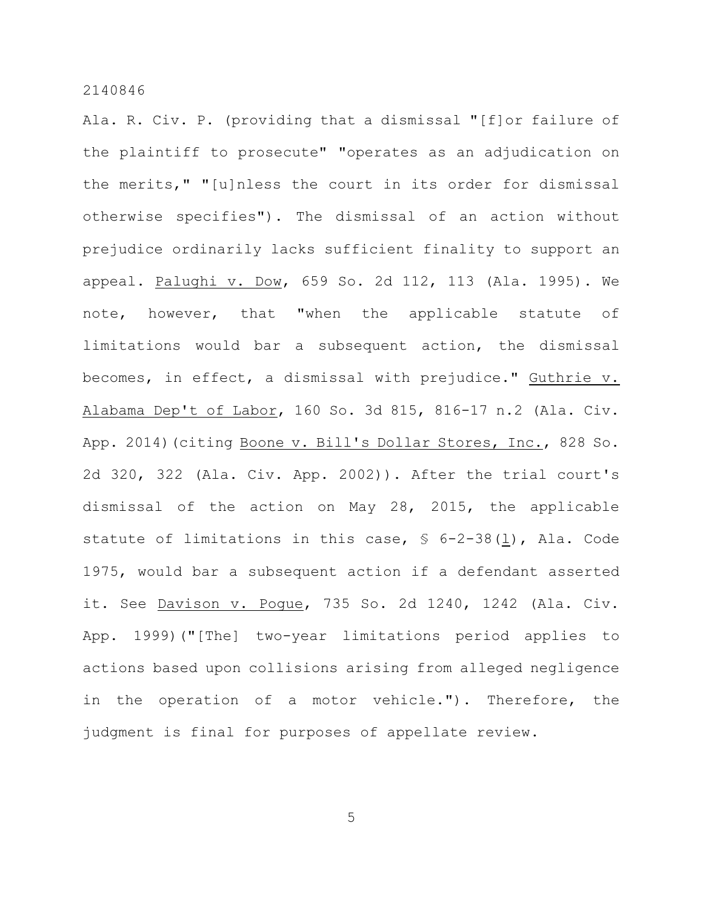Ala. R. Civ. P. (providing that a dismissal "[f]or failure of the plaintiff to prosecute" "operates as an adjudication on the merits," "[u]nless the court in its order for dismissal otherwise specifies"). The dismissal of an action without prejudice ordinarily lacks sufficient finality to support an appeal. Palughi v. Dow, 659 So. 2d 112, 113 (Ala. 1995). We note, however, that "when the applicable statute of limitations would bar a subsequent action, the dismissal becomes, in effect, a dismissal with prejudice." Guthrie v. Alabama Dep't of Labor, 160 So. 3d 815, 816-17 n.2 (Ala. Civ. App. 2014)(citing Boone v. Bill's Dollar Stores, Inc., 828 So. 2d 320, 322 (Ala. Civ. App. 2002)). After the trial court's dismissal of the action on May 28, 2015, the applicable statute of limitations in this case, § 6-2-38(l), Ala. Code 1975, would bar a subsequent action if a defendant asserted it. See Davison v. Pogue, 735 So. 2d 1240, 1242 (Ala. Civ. App. 1999)("[The] two-year limitations period applies to actions based upon collisions arising from alleged negligence in the operation of a motor vehicle."). Therefore, the judgment is final for purposes of appellate review.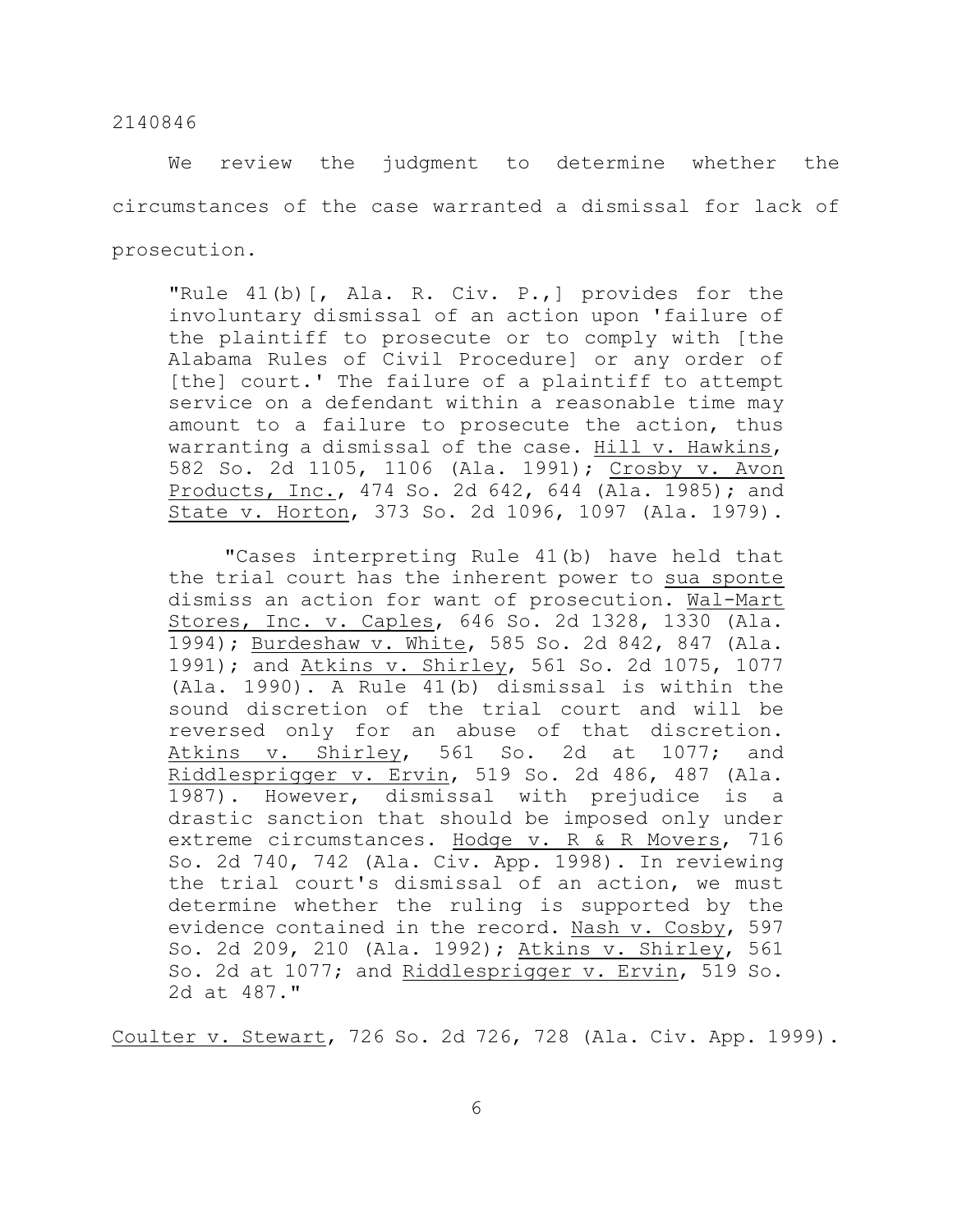We review the judgment to determine whether the circumstances of the case warranted a dismissal for lack of prosecution.

> "Rule 41(b)[, Ala. R. Civ. P.,] provides for the involuntary dismissal of an action upon 'failure of the plaintiff to prosecute or to comply with [the Alabama Rules of Civil Procedure] or any order of [the] court.' The failure of a plaintiff to attempt service on a defendant within a reasonable time may amount to a failure to prosecute the action, thus warranting a dismissal of the case. Hill v. Hawkins, 582 So. 2d 1105, 1106 (Ala. 1991); Crosby v. Avon Products, Inc., 474 So. 2d 642, 644 (Ala. 1985); and State v. Horton, 373 So. 2d 1096, 1097 (Ala. 1979).
>
> "Cases interpreting Rule 41(b) have held that the trial court has the inherent power to sua sponte dismiss an action for want of prosecution. Wal-Mart Stores, Inc. v. Caples, 646 So. 2d 1328, 1330 (Ala. 1994); Burdeshaw v. White, 585 So. 2d 842, 847 (Ala. 1991); and Atkins v. Shirley, 561 So. 2d 1075, 1077 (Ala. 1990). A Rule 41(b) dismissal is within the sound discretion of the trial court and will be reversed only for an abuse of that discretion. Atkins v. Shirley, 561 So. 2d at 1077; and Riddlesprigger v. Ervin, 519 So. 2d 486, 487 (Ala. 1987). However, dismissal with prejudice is a drastic sanction that should be imposed only under extreme circumstances. Hodge v. R & R Movers, 716 So. 2d 740, 742 (Ala. Civ. App. 1998). In reviewing the trial court's dismissal of an action, we must determine whether the ruling is supported by the evidence contained in the record. Nash v. Cosby, 597 So. 2d 209, 210 (Ala. 1992); Atkins v. Shirley, 561 So. 2d at 1077; and Riddlesprigger v. Ervin, 519 So. 2d at 487."

Coulter v. Stewart, 726 So. 2d 726, 728 (Ala. Civ. App. 1999).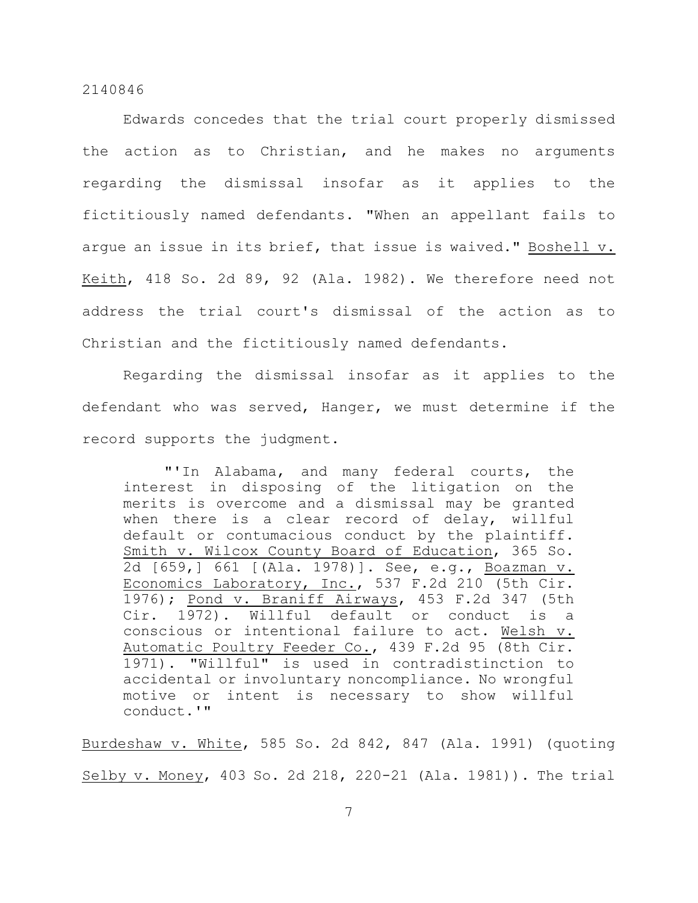Edwards concedes that the trial court properly dismissed the action as to Christian, and he makes no arguments regarding the dismissal insofar as it applies to the fictitiously named defendants. "When an appellant fails to argue an issue in its brief, that issue is waived." Boshell v. Keith, 418 So. 2d 89, 92 (Ala. 1982). We therefore need not address the trial court's dismissal of the action as to Christian and the fictitiously named defendants.

Regarding the dismissal insofar as it applies to the defendant who was served, Hanger, we must determine if the record supports the judgment.

> "'In Alabama, and many federal courts, the interest in disposing of the litigation on the merits is overcome and a dismissal may be granted when there is a clear record of delay, willful default or contumacious conduct by the plaintiff. Smith v. Wilcox County Board of Education, 365 So. 2d [659,] 661 [(Ala. 1978)]. See, e.g., Boazman v. Economics Laboratory, Inc., 537 F.2d 210 (5th Cir. 1976); Pond v. Braniff Airways, 453 F.2d 347 (5th Cir. 1972). Willful default or conduct is a conscious or intentional failure to act. Welsh v. Automatic Poultry Feeder Co., 439 F.2d 95 (8th Cir. 1971). "Willful" is used in contradistinction to accidental or involuntary noncompliance. No wrongful motive or intent is necessary to show willful conduct.'"

Burdeshaw v. White, 585 So. 2d 842, 847 (Ala. 1991) (quoting Selby v. Money, 403 So. 2d 218, 220-21 (Ala. 1981)). The trial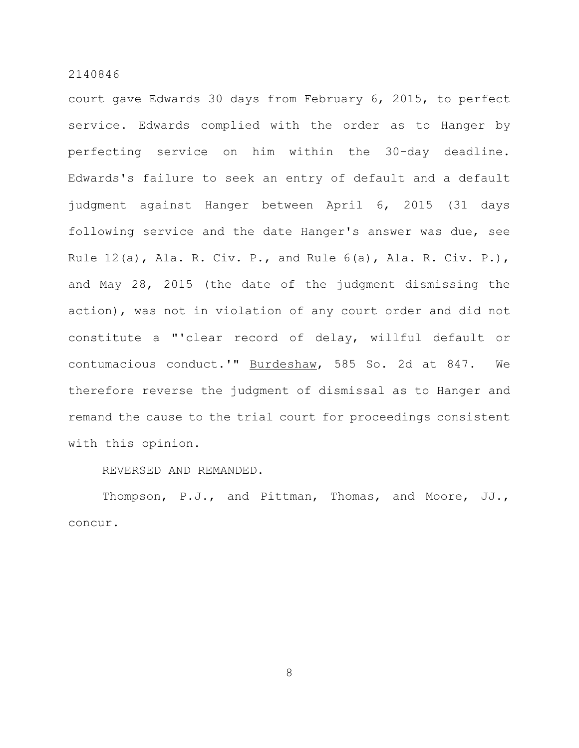court gave Edwards 30 days from February 6, 2015, to perfect service. Edwards complied with the order as to Hanger by perfecting service on him within the 30-day deadline. Edwards's failure to seek an entry of default and a default judgment against Hanger between April 6, 2015 (31 days following service and the date Hanger's answer was due, see Rule 12(a), Ala. R. Civ. P., and Rule 6(a), Ala. R. Civ. P.), and May 28, 2015 (the date of the judgment dismissing the action), was not in violation of any court order and did not constitute a "'clear record of delay, willful default or contumacious conduct.'" Burdeshaw, 585 So. 2d at 847. We therefore reverse the judgment of dismissal as to Hanger and remand the cause to the trial court for proceedings consistent with this opinion.

REVERSED AND REMANDED.

Thompson, P.J., and Pittman, Thomas, and Moore, JJ., concur.